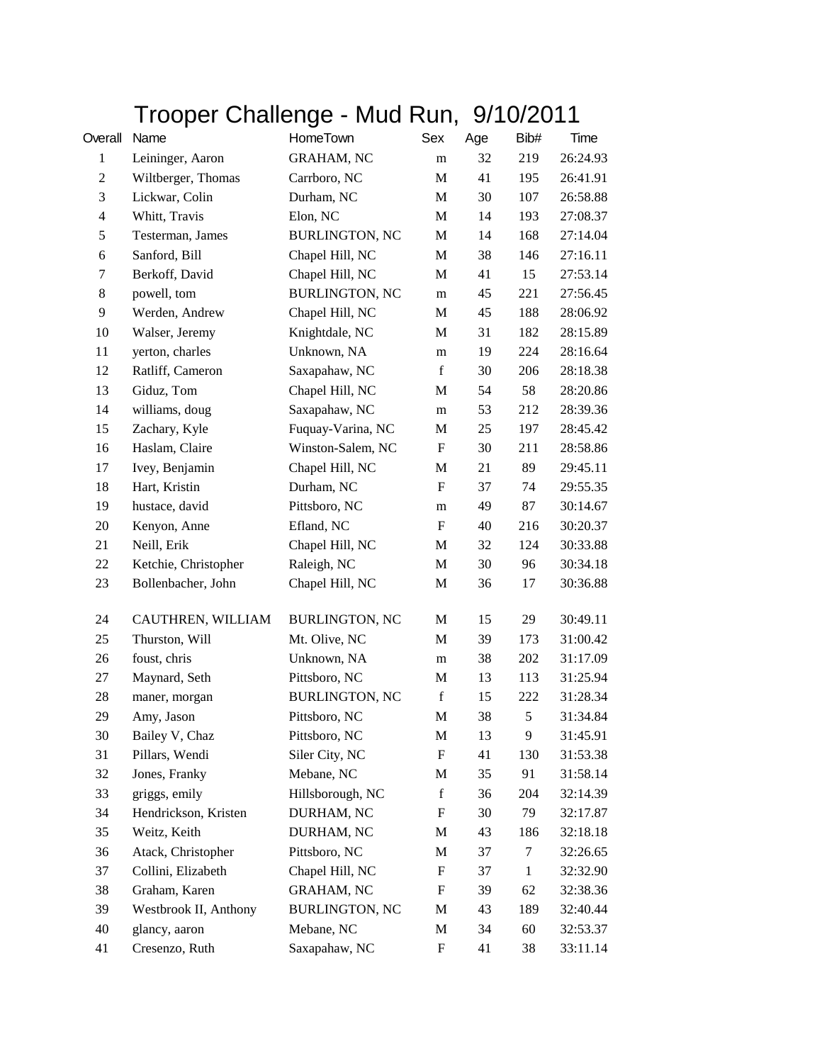# Trooper Challenge - Mud Run, 9/10/2011

| Overall | Name | HomeTown | Sex | Age | Bib# | Time |
|---|---|---|---|---|---|---|
| 1 | Leininger, Aaron | GRAHAM, NC | m | 32 | 219 | 26:24.93 |
| 2 | Wiltberger, Thomas | Carrboro, NC | M | 41 | 195 | 26:41.91 |
| 3 | Lickwar, Colin | Durham, NC | M | 30 | 107 | 26:58.88 |
| 4 | Whitt, Travis | Elon, NC | M | 14 | 193 | 27:08.37 |
| 5 | Testerman, James | BURLINGTON, NC | M | 14 | 168 | 27:14.04 |
| 6 | Sanford, Bill | Chapel Hill, NC | M | 38 | 146 | 27:16.11 |
| 7 | Berkoff, David | Chapel Hill, NC | M | 41 | 15 | 27:53.14 |
| 8 | powell, tom | BURLINGTON, NC | m | 45 | 221 | 27:56.45 |
| 9 | Werden, Andrew | Chapel Hill, NC | M | 45 | 188 | 28:06.92 |
| 10 | Walser, Jeremy | Knightdale, NC | M | 31 | 182 | 28:15.89 |
| 11 | yerton, charles | Unknown, NA | m | 19 | 224 | 28:16.64 |
| 12 | Ratliff, Cameron | Saxapahaw, NC | f | 30 | 206 | 28:18.38 |
| 13 | Giduz, Tom | Chapel Hill, NC | M | 54 | 58 | 28:20.86 |
| 14 | williams, doug | Saxapahaw, NC | m | 53 | 212 | 28:39.36 |
| 15 | Zachary, Kyle | Fuquay-Varina, NC | M | 25 | 197 | 28:45.42 |
| 16 | Haslam, Claire | Winston-Salem, NC | F | 30 | 211 | 28:58.86 |
| 17 | Ivey, Benjamin | Chapel Hill, NC | M | 21 | 89 | 29:45.11 |
| 18 | Hart, Kristin | Durham, NC | F | 37 | 74 | 29:55.35 |
| 19 | hustace, david | Pittsboro, NC | m | 49 | 87 | 30:14.67 |
| 20 | Kenyon, Anne | Efland, NC | F | 40 | 216 | 30:20.37 |
| 21 | Neill, Erik | Chapel Hill, NC | M | 32 | 124 | 30:33.88 |
| 22 | Ketchie, Christopher | Raleigh, NC | M | 30 | 96 | 30:34.18 |
| 23 | Bollenbacher, John | Chapel Hill, NC | M | 36 | 17 | 30:36.88 |
| 24 | CAUTHREN, WILLIAM | BURLINGTON, NC | M | 15 | 29 | 30:49.11 |
| 25 | Thurston, Will | Mt. Olive, NC | M | 39 | 173 | 31:00.42 |
| 26 | foust, chris | Unknown, NA | m | 38 | 202 | 31:17.09 |
| 27 | Maynard, Seth | Pittsboro, NC | M | 13 | 113 | 31:25.94 |
| 28 | maner, morgan | BURLINGTON, NC | f | 15 | 222 | 31:28.34 |
| 29 | Amy, Jason | Pittsboro, NC | M | 38 | 5 | 31:34.84 |
| 30 | Bailey V, Chaz | Pittsboro, NC | M | 13 | 9 | 31:45.91 |
| 31 | Pillars, Wendi | Siler City, NC | F | 41 | 130 | 31:53.38 |
| 32 | Jones, Franky | Mebane, NC | M | 35 | 91 | 31:58.14 |
| 33 | griggs, emily | Hillsborough, NC | f | 36 | 204 | 32:14.39 |
| 34 | Hendrickson, Kristen | DURHAM, NC | F | 30 | 79 | 32:17.87 |
| 35 | Weitz, Keith | DURHAM, NC | M | 43 | 186 | 32:18.18 |
| 36 | Atack, Christopher | Pittsboro, NC | M | 37 | 7 | 32:26.65 |
| 37 | Collini, Elizabeth | Chapel Hill, NC | F | 37 | 1 | 32:32.90 |
| 38 | Graham, Karen | GRAHAM, NC | F | 39 | 62 | 32:38.36 |
| 39 | Westbrook II, Anthony | BURLINGTON, NC | M | 43 | 189 | 32:40.44 |
| 40 | glancy, aaron | Mebane, NC | M | 34 | 60 | 32:53.37 |
| 41 | Cresenzo, Ruth | Saxapahaw, NC | F | 41 | 38 | 33:11.14 |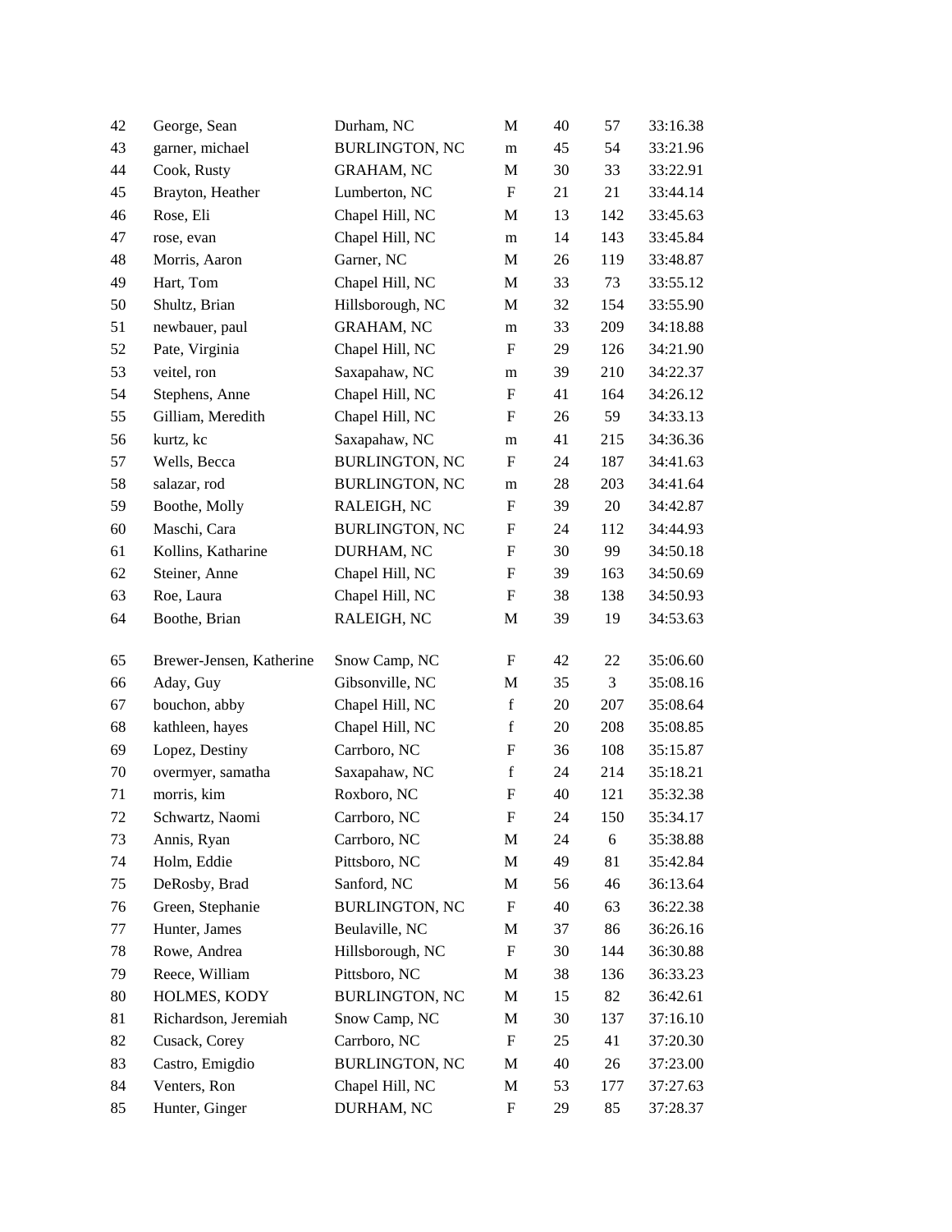| | | | | | | |
|---|---|---|---|---|---|---|
| 42 | George, Sean | Durham, NC | M | 40 | 57 | 33:16.38 |
| 43 | garner, michael | BURLINGTON, NC | m | 45 | 54 | 33:21.96 |
| 44 | Cook, Rusty | GRAHAM, NC | M | 30 | 33 | 33:22.91 |
| 45 | Brayton, Heather | Lumberton, NC | F | 21 | 21 | 33:44.14 |
| 46 | Rose, Eli | Chapel Hill, NC | M | 13 | 142 | 33:45.63 |
| 47 | rose, evan | Chapel Hill, NC | m | 14 | 143 | 33:45.84 |
| 48 | Morris, Aaron | Garner, NC | M | 26 | 119 | 33:48.87 |
| 49 | Hart, Tom | Chapel Hill, NC | M | 33 | 73 | 33:55.12 |
| 50 | Shultz, Brian | Hillsborough, NC | M | 32 | 154 | 33:55.90 |
| 51 | newbauer, paul | GRAHAM, NC | m | 33 | 209 | 34:18.88 |
| 52 | Pate, Virginia | Chapel Hill, NC | F | 29 | 126 | 34:21.90 |
| 53 | veitel, ron | Saxapahaw, NC | m | 39 | 210 | 34:22.37 |
| 54 | Stephens, Anne | Chapel Hill, NC | F | 41 | 164 | 34:26.12 |
| 55 | Gilliam, Meredith | Chapel Hill, NC | F | 26 | 59 | 34:33.13 |
| 56 | kurtz, kc | Saxapahaw, NC | m | 41 | 215 | 34:36.36 |
| 57 | Wells, Becca | BURLINGTON, NC | F | 24 | 187 | 34:41.63 |
| 58 | salazar, rod | BURLINGTON, NC | m | 28 | 203 | 34:41.64 |
| 59 | Boothe, Molly | RALEIGH, NC | F | 39 | 20 | 34:42.87 |
| 60 | Maschi, Cara | BURLINGTON, NC | F | 24 | 112 | 34:44.93 |
| 61 | Kollins, Katharine | DURHAM, NC | F | 30 | 99 | 34:50.18 |
| 62 | Steiner, Anne | Chapel Hill, NC | F | 39 | 163 | 34:50.69 |
| 63 | Roe, Laura | Chapel Hill, NC | F | 38 | 138 | 34:50.93 |
| 64 | Boothe, Brian | RALEIGH, NC | M | 39 | 19 | 34:53.63 |
| 65 | Brewer-Jensen, Katherine | Snow Camp, NC | F | 42 | 22 | 35:06.60 |
| 66 | Aday, Guy | Gibsonville, NC | M | 35 | 3 | 35:08.16 |
| 67 | bouchon, abby | Chapel Hill, NC | f | 20 | 207 | 35:08.64 |
| 68 | kathleen, hayes | Chapel Hill, NC | f | 20 | 208 | 35:08.85 |
| 69 | Lopez, Destiny | Carrboro, NC | F | 36 | 108 | 35:15.87 |
| 70 | overmyer, samatha | Saxapahaw, NC | f | 24 | 214 | 35:18.21 |
| 71 | morris, kim | Roxboro, NC | F | 40 | 121 | 35:32.38 |
| 72 | Schwartz, Naomi | Carrboro, NC | F | 24 | 150 | 35:34.17 |
| 73 | Annis, Ryan | Carrboro, NC | M | 24 | 6 | 35:38.88 |
| 74 | Holm, Eddie | Pittsboro, NC | M | 49 | 81 | 35:42.84 |
| 75 | DeRosby, Brad | Sanford, NC | M | 56 | 46 | 36:13.64 |
| 76 | Green, Stephanie | BURLINGTON, NC | F | 40 | 63 | 36:22.38 |
| 77 | Hunter, James | Beulaville, NC | M | 37 | 86 | 36:26.16 |
| 78 | Rowe, Andrea | Hillsborough, NC | F | 30 | 144 | 36:30.88 |
| 79 | Reece, William | Pittsboro, NC | M | 38 | 136 | 36:33.23 |
| 80 | HOLMES, KODY | BURLINGTON, NC | M | 15 | 82 | 36:42.61 |
| 81 | Richardson, Jeremiah | Snow Camp, NC | M | 30 | 137 | 37:16.10 |
| 82 | Cusack, Corey | Carrboro, NC | F | 25 | 41 | 37:20.30 |
| 83 | Castro, Emigdio | BURLINGTON, NC | M | 40 | 26 | 37:23.00 |
| 84 | Venters, Ron | Chapel Hill, NC | M | 53 | 177 | 37:27.63 |
| 85 | Hunter, Ginger | DURHAM, NC | F | 29 | 85 | 37:28.37 |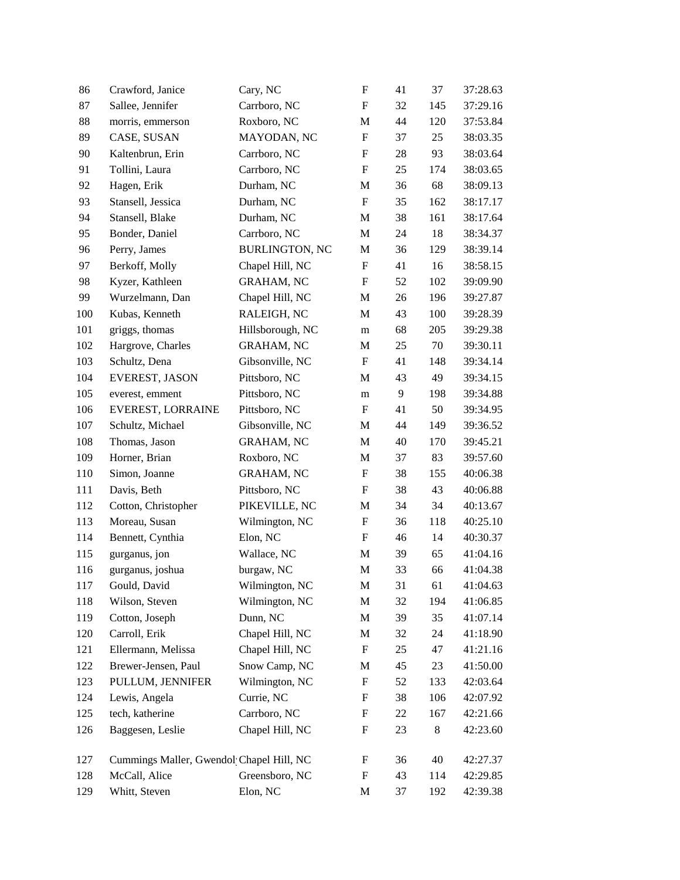| | | | | | | |
|---|---|---|---|---|---|---|
| 86 | Crawford, Janice | Cary, NC | F | 41 | 37 | 37:28.63 |
| 87 | Sallee, Jennifer | Carrboro, NC | F | 32 | 145 | 37:29.16 |
| 88 | morris, emmerson | Roxboro, NC | M | 44 | 120 | 37:53.84 |
| 89 | CASE, SUSAN | MAYODAN, NC | F | 37 | 25 | 38:03.35 |
| 90 | Kaltenbrun, Erin | Carrboro, NC | F | 28 | 93 | 38:03.64 |
| 91 | Tollini, Laura | Carrboro, NC | F | 25 | 174 | 38:03.65 |
| 92 | Hagen, Erik | Durham, NC | M | 36 | 68 | 38:09.13 |
| 93 | Stansell, Jessica | Durham, NC | F | 35 | 162 | 38:17.17 |
| 94 | Stansell, Blake | Durham, NC | M | 38 | 161 | 38:17.64 |
| 95 | Bonder, Daniel | Carrboro, NC | M | 24 | 18 | 38:34.37 |
| 96 | Perry, James | BURLINGTON, NC | M | 36 | 129 | 38:39.14 |
| 97 | Berkoff, Molly | Chapel Hill, NC | F | 41 | 16 | 38:58.15 |
| 98 | Kyzer, Kathleen | GRAHAM, NC | F | 52 | 102 | 39:09.90 |
| 99 | Wurzelmann, Dan | Chapel Hill, NC | M | 26 | 196 | 39:27.87 |
| 100 | Kubas, Kenneth | RALEIGH, NC | M | 43 | 100 | 39:28.39 |
| 101 | griggs, thomas | Hillsborough, NC | m | 68 | 205 | 39:29.38 |
| 102 | Hargrove, Charles | GRAHAM, NC | M | 25 | 70 | 39:30.11 |
| 103 | Schultz, Dena | Gibsonville, NC | F | 41 | 148 | 39:34.14 |
| 104 | EVEREST, JASON | Pittsboro, NC | M | 43 | 49 | 39:34.15 |
| 105 | everest, emment | Pittsboro, NC | m | 9 | 198 | 39:34.88 |
| 106 | EVEREST, LORRAINE | Pittsboro, NC | F | 41 | 50 | 39:34.95 |
| 107 | Schultz, Michael | Gibsonville, NC | M | 44 | 149 | 39:36.52 |
| 108 | Thomas, Jason | GRAHAM, NC | M | 40 | 170 | 39:45.21 |
| 109 | Horner, Brian | Roxboro, NC | M | 37 | 83 | 39:57.60 |
| 110 | Simon, Joanne | GRAHAM, NC | F | 38 | 155 | 40:06.38 |
| 111 | Davis, Beth | Pittsboro, NC | F | 38 | 43 | 40:06.88 |
| 112 | Cotton, Christopher | PIKEVILLE, NC | M | 34 | 34 | 40:13.67 |
| 113 | Moreau, Susan | Wilmington, NC | F | 36 | 118 | 40:25.10 |
| 114 | Bennett, Cynthia | Elon, NC | F | 46 | 14 | 40:30.37 |
| 115 | gurganus, jon | Wallace, NC | M | 39 | 65 | 41:04.16 |
| 116 | gurganus, joshua | burgaw, NC | M | 33 | 66 | 41:04.38 |
| 117 | Gould, David | Wilmington, NC | M | 31 | 61 | 41:04.63 |
| 118 | Wilson, Steven | Wilmington, NC | M | 32 | 194 | 41:06.85 |
| 119 | Cotton, Joseph | Dunn, NC | M | 39 | 35 | 41:07.14 |
| 120 | Carroll, Erik | Chapel Hill, NC | M | 32 | 24 | 41:18.90 |
| 121 | Ellermann, Melissa | Chapel Hill, NC | F | 25 | 47 | 41:21.16 |
| 122 | Brewer-Jensen, Paul | Snow Camp, NC | M | 45 | 23 | 41:50.00 |
| 123 | PULLUM, JENNIFER | Wilmington, NC | F | 52 | 133 | 42:03.64 |
| 124 | Lewis, Angela | Currie, NC | F | 38 | 106 | 42:07.92 |
| 125 | tech, katherine | Carrboro, NC | F | 22 | 167 | 42:21.66 |
| 126 | Baggesen, Leslie | Chapel Hill, NC | F | 23 | 8 | 42:23.60 |
| 127 | Cummings Maller, Gwendol | Chapel Hill, NC | F | 36 | 40 | 42:27.37 |
| 128 | McCall, Alice | Greensboro, NC | F | 43 | 114 | 42:29.85 |
| 129 | Whitt, Steven | Elon, NC | M | 37 | 192 | 42:39.38 |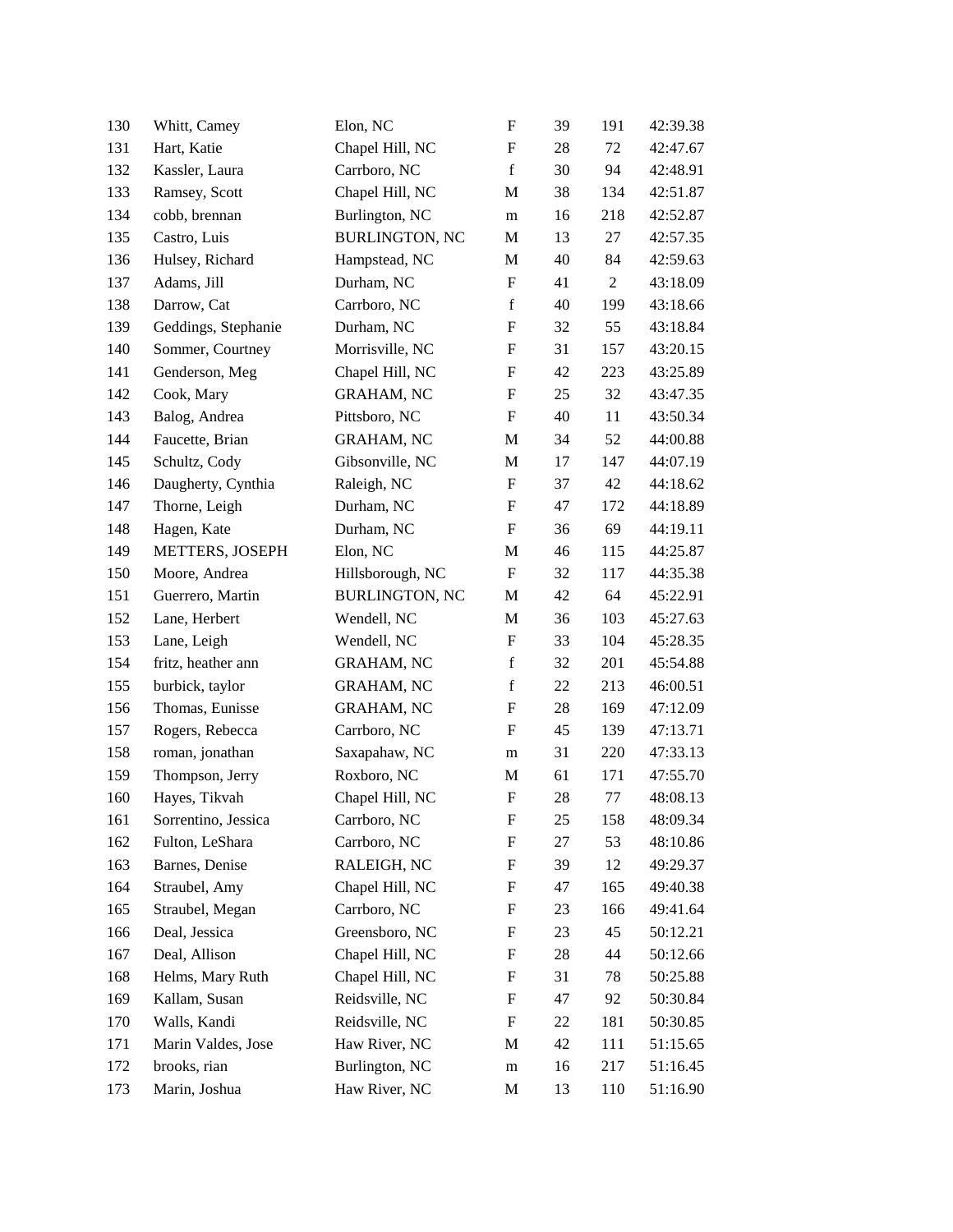| | | | | | | |
|---|---|---|---|---|---|---|
| 130 | Whitt, Camey | Elon, NC | F | 39 | 191 | 42:39.38 |
| 131 | Hart, Katie | Chapel Hill, NC | F | 28 | 72 | 42:47.67 |
| 132 | Kassler, Laura | Carrboro, NC | f | 30 | 94 | 42:48.91 |
| 133 | Ramsey, Scott | Chapel Hill, NC | M | 38 | 134 | 42:51.87 |
| 134 | cobb, brennan | Burlington, NC | m | 16 | 218 | 42:52.87 |
| 135 | Castro, Luis | BURLINGTON, NC | M | 13 | 27 | 42:57.35 |
| 136 | Hulsey, Richard | Hampstead, NC | M | 40 | 84 | 42:59.63 |
| 137 | Adams, Jill | Durham, NC | F | 41 | 2 | 43:18.09 |
| 138 | Darrow, Cat | Carrboro, NC | f | 40 | 199 | 43:18.66 |
| 139 | Geddings, Stephanie | Durham, NC | F | 32 | 55 | 43:18.84 |
| 140 | Sommer, Courtney | Morrisville, NC | F | 31 | 157 | 43:20.15 |
| 141 | Genderson, Meg | Chapel Hill, NC | F | 42 | 223 | 43:25.89 |
| 142 | Cook, Mary | GRAHAM, NC | F | 25 | 32 | 43:47.35 |
| 143 | Balog, Andrea | Pittsboro, NC | F | 40 | 11 | 43:50.34 |
| 144 | Faucette, Brian | GRAHAM, NC | M | 34 | 52 | 44:00.88 |
| 145 | Schultz, Cody | Gibsonville, NC | M | 17 | 147 | 44:07.19 |
| 146 | Daugherty, Cynthia | Raleigh, NC | F | 37 | 42 | 44:18.62 |
| 147 | Thorne, Leigh | Durham, NC | F | 47 | 172 | 44:18.89 |
| 148 | Hagen, Kate | Durham, NC | F | 36 | 69 | 44:19.11 |
| 149 | METTERS, JOSEPH | Elon, NC | M | 46 | 115 | 44:25.87 |
| 150 | Moore, Andrea | Hillsborough, NC | F | 32 | 117 | 44:35.38 |
| 151 | Guerrero, Martin | BURLINGTON, NC | M | 42 | 64 | 45:22.91 |
| 152 | Lane, Herbert | Wendell, NC | M | 36 | 103 | 45:27.63 |
| 153 | Lane, Leigh | Wendell, NC | F | 33 | 104 | 45:28.35 |
| 154 | fritz, heather ann | GRAHAM, NC | f | 32 | 201 | 45:54.88 |
| 155 | burbick, taylor | GRAHAM, NC | f | 22 | 213 | 46:00.51 |
| 156 | Thomas, Eunisse | GRAHAM, NC | F | 28 | 169 | 47:12.09 |
| 157 | Rogers, Rebecca | Carrboro, NC | F | 45 | 139 | 47:13.71 |
| 158 | roman, jonathan | Saxapahaw, NC | m | 31 | 220 | 47:33.13 |
| 159 | Thompson, Jerry | Roxboro, NC | M | 61 | 171 | 47:55.70 |
| 160 | Hayes, Tikvah | Chapel Hill, NC | F | 28 | 77 | 48:08.13 |
| 161 | Sorrentino, Jessica | Carrboro, NC | F | 25 | 158 | 48:09.34 |
| 162 | Fulton, LeShara | Carrboro, NC | F | 27 | 53 | 48:10.86 |
| 163 | Barnes, Denise | RALEIGH, NC | F | 39 | 12 | 49:29.37 |
| 164 | Straubel, Amy | Chapel Hill, NC | F | 47 | 165 | 49:40.38 |
| 165 | Straubel, Megan | Carrboro, NC | F | 23 | 166 | 49:41.64 |
| 166 | Deal, Jessica | Greensboro, NC | F | 23 | 45 | 50:12.21 |
| 167 | Deal, Allison | Chapel Hill, NC | F | 28 | 44 | 50:12.66 |
| 168 | Helms, Mary Ruth | Chapel Hill, NC | F | 31 | 78 | 50:25.88 |
| 169 | Kallam, Susan | Reidsville, NC | F | 47 | 92 | 50:30.84 |
| 170 | Walls, Kandi | Reidsville, NC | F | 22 | 181 | 50:30.85 |
| 171 | Marin Valdes, Jose | Haw River, NC | M | 42 | 111 | 51:15.65 |
| 172 | brooks, rian | Burlington, NC | m | 16 | 217 | 51:16.45 |
| 173 | Marin, Joshua | Haw River, NC | M | 13 | 110 | 51:16.90 |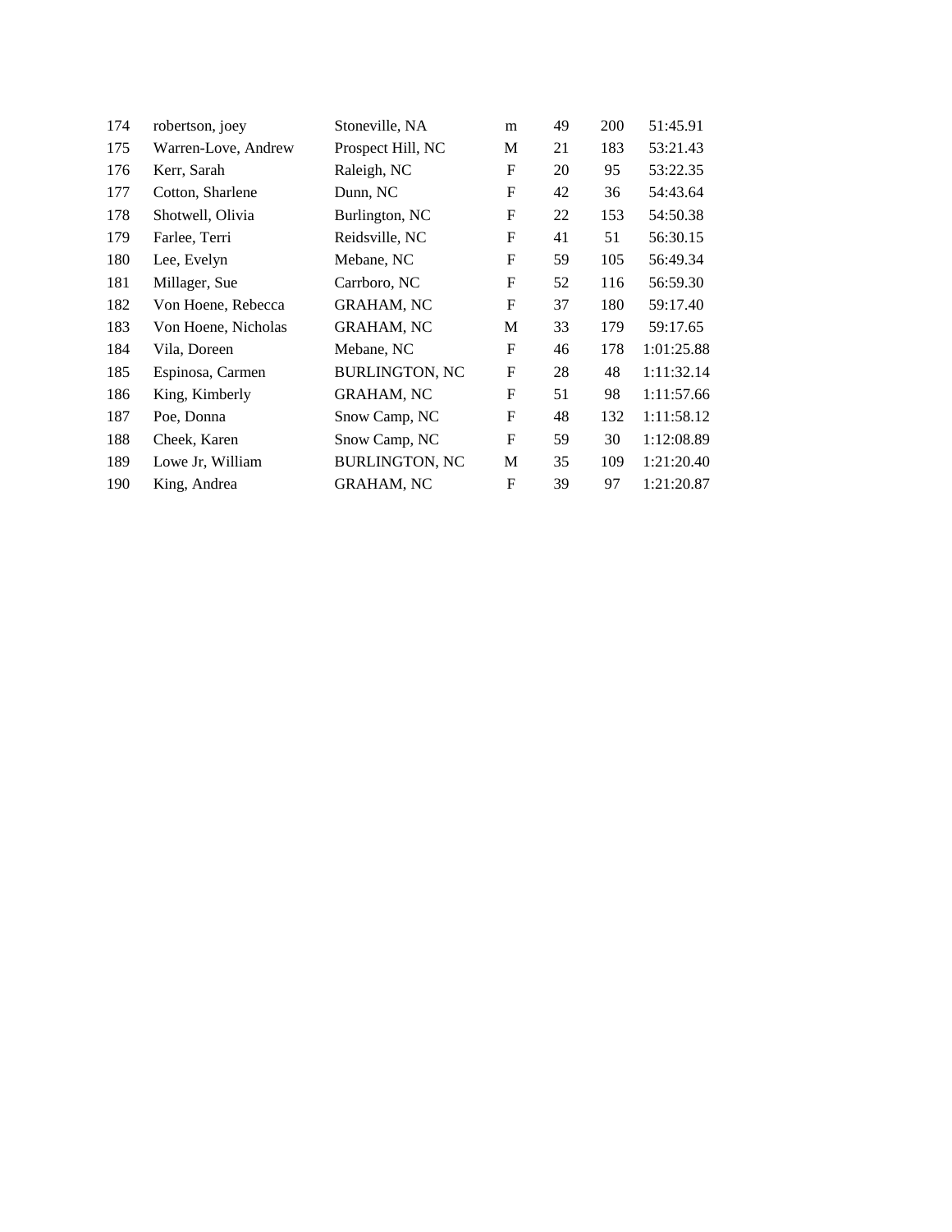| | | | | | | |
|---|---|---|---|---|---|---|
| 174 | robertson, joey | Stoneville, NA | m | 49 | 200 | 51:45.91 |
| 175 | Warren-Love, Andrew | Prospect Hill, NC | M | 21 | 183 | 53:21.43 |
| 176 | Kerr, Sarah | Raleigh, NC | F | 20 | 95 | 53:22.35 |
| 177 | Cotton, Sharlene | Dunn, NC | F | 42 | 36 | 54:43.64 |
| 178 | Shotwell, Olivia | Burlington, NC | F | 22 | 153 | 54:50.38 |
| 179 | Farlee, Terri | Reidsville, NC | F | 41 | 51 | 56:30.15 |
| 180 | Lee, Evelyn | Mebane, NC | F | 59 | 105 | 56:49.34 |
| 181 | Millager, Sue | Carrboro, NC | F | 52 | 116 | 56:59.30 |
| 182 | Von Hoene, Rebecca | GRAHAM, NC | F | 37 | 180 | 59:17.40 |
| 183 | Von Hoene, Nicholas | GRAHAM, NC | M | 33 | 179 | 59:17.65 |
| 184 | Vila, Doreen | Mebane, NC | F | 46 | 178 | 1:01:25.88 |
| 185 | Espinosa, Carmen | BURLINGTON, NC | F | 28 | 48 | 1:11:32.14 |
| 186 | King, Kimberly | GRAHAM, NC | F | 51 | 98 | 1:11:57.66 |
| 187 | Poe, Donna | Snow Camp, NC | F | 48 | 132 | 1:11:58.12 |
| 188 | Cheek, Karen | Snow Camp, NC | F | 59 | 30 | 1:12:08.89 |
| 189 | Lowe Jr, William | BURLINGTON, NC | M | 35 | 109 | 1:21:20.40 |
| 190 | King, Andrea | GRAHAM, NC | F | 39 | 97 | 1:21:20.87 |